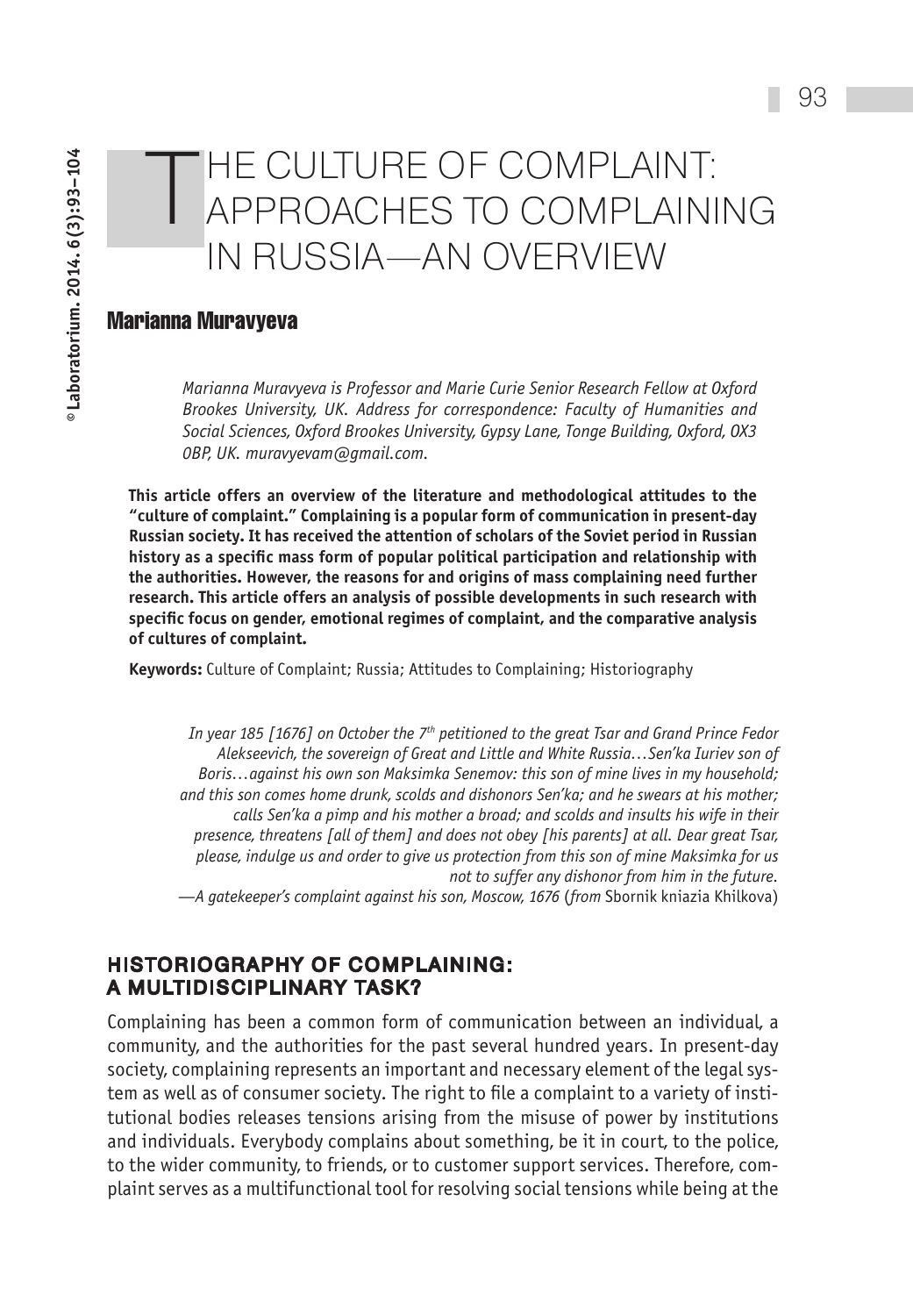# THE CULTURE OF COMPLAINT: APPROACHES TO COMPLAINING IN RUSSIA—AN OVERVIEW

## Marianna Muravyeva

*Marianna Muravyeva is Professor and Marie Curie Senior Research Fellow at Oxford Brookes University, UK. Address for correspondence: Faculty of Humanities and Social Sciences, Oxford Brookes University, Gypsy Lane, Tonge Building, Oxford, OX3 0BP, UK. muravyevam@gmail.com.*

**This article offers an overview of the literature and methodological attitudes to the "culture of complaint." Complaining is a popular form of communication in present-day Russian society. It has received the attention of scholars of the Soviet period in Russian history as a specific mass form of popular political participation and relationship with the authorities. However, the reasons for and origins of mass complaining need further research. This article offers an analysis of possible developments in such research with specific focus on gender, emotional regimes of complaint, and the comparative analysis of cultures of complaint.**

**Keywords:** Culture of Complaint; Russia; Attitudes to Complaining; Historiography

> *In year 185 [1676] on October the 7th petitioned to the great Tsar and Grand Prince Fedor Alekseevich, the sovereign of Great and Little and White Russia…Sen'ka Iuriev son of Boris…against his own son Maksimka Senemov: this son of mine lives in my household; and this son comes home drunk, scolds and dishonors Sen'ka; and he swears at his mother; calls Sen'ka a pimp and his mother a broad; and scolds and insults his wife in their presence, threatens [all of them] and does not obey [his parents] at all. Dear great Tsar, please, indulge us and order to give us protection from this son of mine Maksimka for us not to suffer any dishonor from him in the future.*
>
> *—A gatekeeper's complaint against his son, Moscow, 1676 (from* Sbornik kniazia Khilkova)

## HISTORIOGRAPHY OF COMPLAINING: A MULTIDISCIPLINARY TASK?

Complaining has been a common form of communication between an individual, a community, and the authorities for the past several hundred years. In present-day society, complaining represents an important and necessary element of the legal system as well as of consumer society. The right to file a complaint to a variety of institutional bodies releases tensions arising from the misuse of power by institutions and individuals. Everybody complains about something, be it in court, to the police, to the wider community, to friends, or to customer support services. Therefore, complaint serves as a multifunctional tool for resolving social tensions while being at the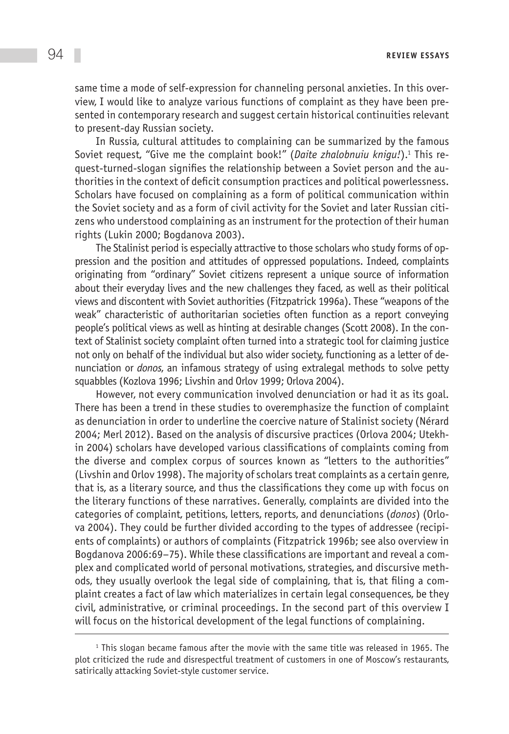same time a mode of self-expression for channeling personal anxieties. In this overview, I would like to analyze various functions of complaint as they have been presented in contemporary research and suggest certain historical continuities relevant to present-day Russian society.

In Russia, cultural attitudes to complaining can be summarized by the famous Soviet request, "Give me the complaint book!" (*Daite zhalobnuiu knigu!*).[1] This request-turned-slogan signifies the relationship between a Soviet person and the authorities in the context of deficit consumption practices and political powerlessness. Scholars have focused on complaining as a form of political communication within the Soviet society and as a form of civil activity for the Soviet and later Russian citizens who understood complaining as an instrument for the protection of their human rights (Lukin 2000; Bogdanova 2003).

The Stalinist period is especially attractive to those scholars who study forms of oppression and the position and attitudes of oppressed populations. Indeed, complaints originating from "ordinary" Soviet citizens represent a unique source of information about their everyday lives and the new challenges they faced, as well as their political views and discontent with Soviet authorities (Fitzpatrick 1996a). These "weapons of the weak" characteristic of authoritarian societies often function as a report conveying people's political views as well as hinting at desirable changes (Scott 2008). In the context of Stalinist society complaint often turned into a strategic tool for claiming justice not only on behalf of the individual but also wider society, functioning as a letter of denunciation or *donos*, an infamous strategy of using extralegal methods to solve petty squabbles (Kozlova 1996; Livshin and Orlov 1999; Orlova 2004).

However, not every communication involved denunciation or had it as its goal. There has been a trend in these studies to overemphasize the function of complaint as denunciation in order to underline the coercive nature of Stalinist society (Nérard 2004; Merl 2012). Based on the analysis of discursive practices (Orlova 2004; Utekhin 2004) scholars have developed various classifications of complaints coming from the diverse and complex corpus of sources known as "letters to the authorities" (Livshin and Orlov 1998). The majority of scholars treat complaints as a certain genre, that is, as a literary source, and thus the classifications they come up with focus on the literary functions of these narratives. Generally, complaints are divided into the categories of complaint, petitions, letters, reports, and denunciations (*donos*) (Orlova 2004). They could be further divided according to the types of addressee (recipients of complaints) or authors of complaints (Fitzpatrick 1996b; see also overview in Bogdanova 2006:69–75). While these classifications are important and reveal a complex and complicated world of personal motivations, strategies, and discursive methods, they usually overlook the legal side of complaining, that is, that filing a complaint creates a fact of law which materializes in certain legal consequences, be they civil, administrative, or criminal proceedings. In the second part of this overview I will focus on the historical development of the legal functions of complaining.

[1] This slogan became famous after the movie with the same title was released in 1965. The plot criticized the rude and disrespectful treatment of customers in one of Moscow's restaurants, satirically attacking Soviet-style customer service.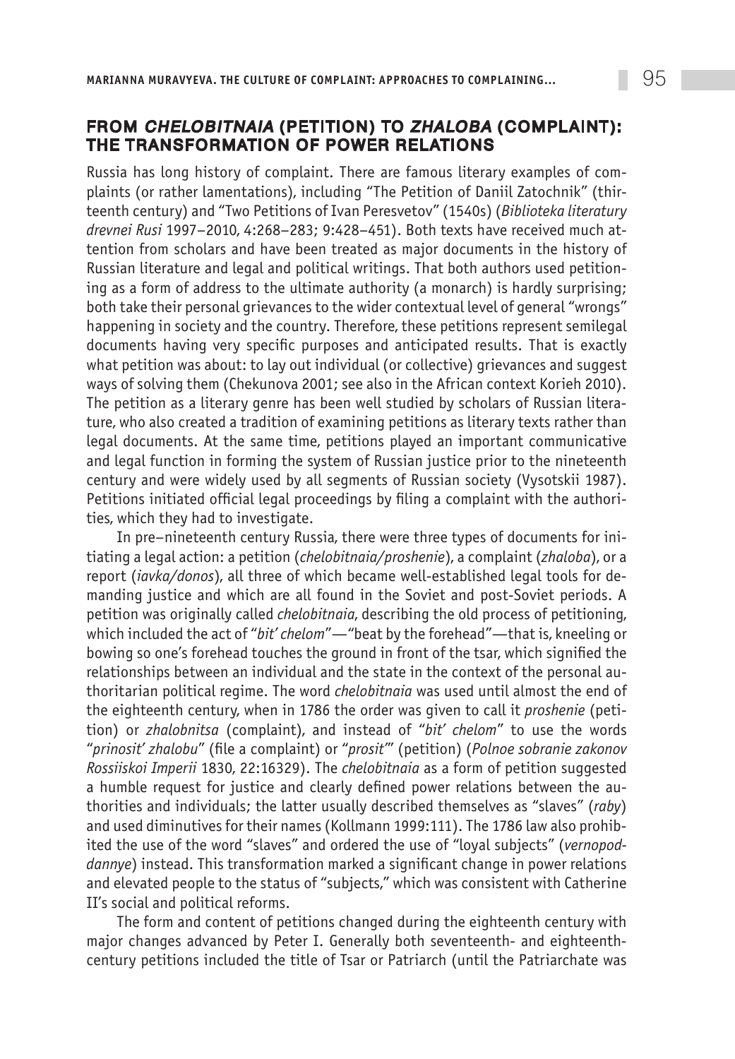## FROM *CHELOBITNAIA* (PETITION) TO *ZHALOBA* (COMPLAINT): THE TRANSFORMATION OF POWER RELATIONS

Russia has long history of complaint. There are famous literary examples of complaints (or rather lamentations), including "The Petition of Daniil Zatochnik" (thirteenth century) and "Two Petitions of Ivan Peresvetov" (1540s) (*Biblioteka literatury drevnei Rusi* 1997–2010, 4:268–283; 9:428–451). Both texts have received much attention from scholars and have been treated as major documents in the history of Russian literature and legal and political writings. That both authors used petitioning as a form of address to the ultimate authority (a monarch) is hardly surprising; both take their personal grievances to the wider contextual level of general "wrongs" happening in society and the country. Therefore, these petitions represent semilegal documents having very specific purposes and anticipated results. That is exactly what petition was about: to lay out individual (or collective) grievances and suggest ways of solving them (Chekunova 2001; see also in the African context Korieh 2010). The petition as a literary genre has been well studied by scholars of Russian literature, who also created a tradition of examining petitions as literary texts rather than legal documents. At the same time, petitions played an important communicative and legal function in forming the system of Russian justice prior to the nineteenth century and were widely used by all segments of Russian society (Vysotskii 1987). Petitions initiated official legal proceedings by filing a complaint with the authorities, which they had to investigate.

In pre–nineteenth century Russia, there were three types of documents for initiating a legal action: a petition (*chelobitnaia/proshenie*), a complaint (*zhaloba*), or a report (*iavka/donos*), all three of which became well-established legal tools for demanding justice and which are all found in the Soviet and post-Soviet periods. A petition was originally called *chelobitnaia*, describing the old process of petitioning, which included the act of "*bit' chelom*"—"beat by the forehead"—that is, kneeling or bowing so one's forehead touches the ground in front of the tsar, which signified the relationships between an individual and the state in the context of the personal authoritarian political regime. The word *chelobitnaia* was used until almost the end of the eighteenth century, when in 1786 the order was given to call it *proshenie* (petition) or *zhalobnitsa* (complaint), and instead of "*bit' chelom*" to use the words "*prinosit' zhalobu*" (file a complaint) or "*prosit'*" (petition) (*Polnoe sobranie zakonov Rossiiskoi Imperii* 1830, 22:16329). The *chelobitnaia* as a form of petition suggested a humble request for justice and clearly defined power relations between the authorities and individuals; the latter usually described themselves as "slaves" (*raby*) and used diminutives for their names (Kollmann 1999:111). The 1786 law also prohibited the use of the word "slaves" and ordered the use of "loyal subjects" (*vernopoddannye*) instead. This transformation marked a significant change in power relations and elevated people to the status of "subjects," which was consistent with Catherine II's social and political reforms.

The form and content of petitions changed during the eighteenth century with major changes advanced by Peter I. Generally both seventeenth- and eighteenth-century petitions included the title of Tsar or Patriarch (until the Patriarchate was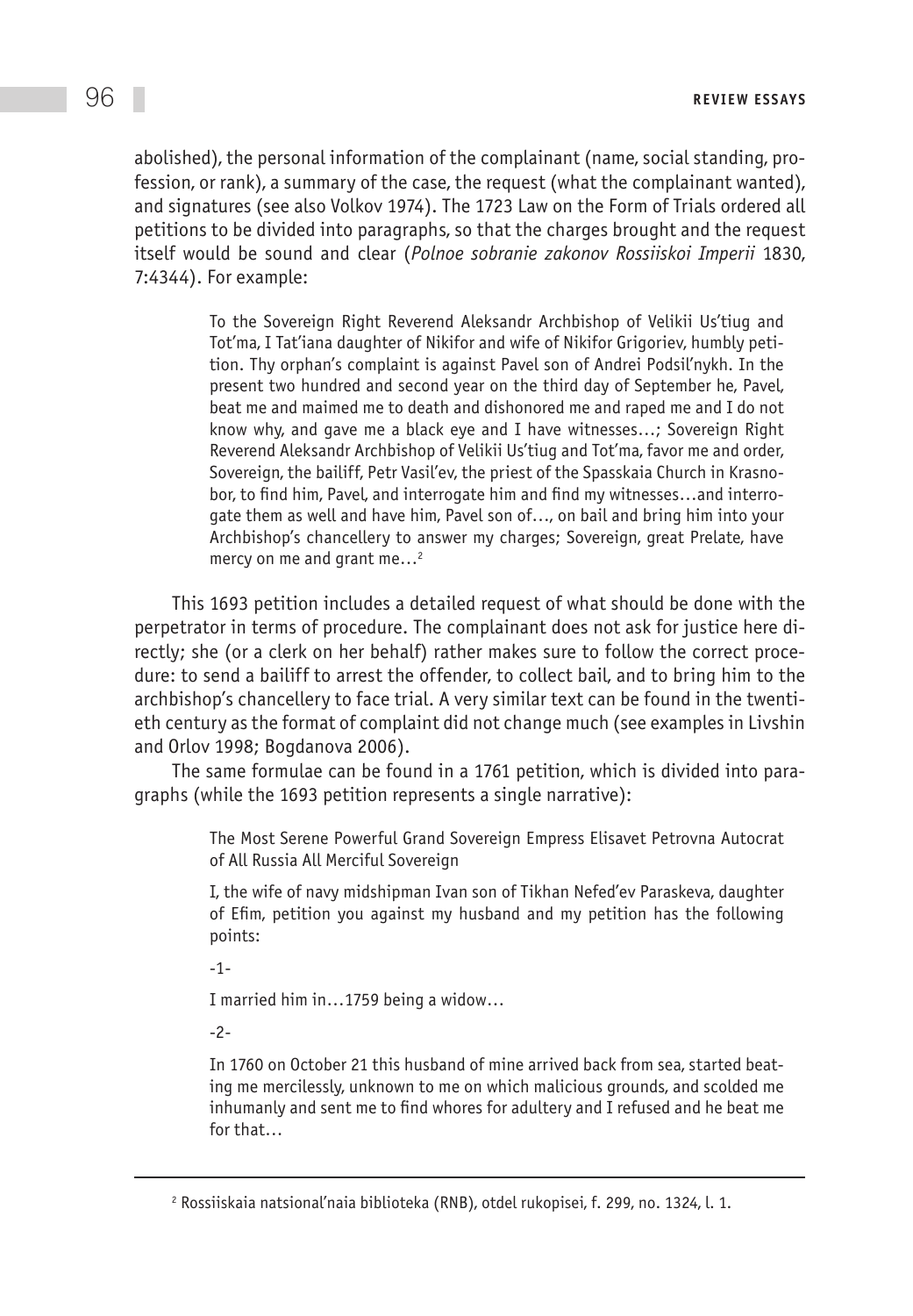abolished), the personal information of the complainant (name, social standing, profession, or rank), a summary of the case, the request (what the complainant wanted), and signatures (see also Volkov 1974). The 1723 Law on the Form of Trials ordered all petitions to be divided into paragraphs, so that the charges brought and the request itself would be sound and clear (*Polnoe sobranie zakonov Rossiiskoi Imperii* 1830, 7:4344). For example:

> To the Sovereign Right Reverend Aleksandr Archbishop of Velikii Us'tiug and Tot'ma, I Tat'iana daughter of Nikifor and wife of Nikifor Grigoriev, humbly petition. Thy orphan's complaint is against Pavel son of Andrei Podsil'nykh. In the present two hundred and second year on the third day of September he, Pavel, beat me and maimed me to death and dishonored me and raped me and I do not know why, and gave me a black eye and I have witnesses…; Sovereign Right Reverend Aleksandr Archbishop of Velikii Us'tiug and Tot'ma, favor me and order, Sovereign, the bailiff, Petr Vasil'ev, the priest of the Spasskaia Church in Krasnobor, to find him, Pavel, and interrogate him and find my witnesses…and interrogate them as well and have him, Pavel son of…, on bail and bring him into your Archbishop's chancellery to answer my charges; Sovereign, great Prelate, have mercy on me and grant me…[2]

This 1693 petition includes a detailed request of what should be done with the perpetrator in terms of procedure. The complainant does not ask for justice here directly; she (or a clerk on her behalf) rather makes sure to follow the correct procedure: to send a bailiff to arrest the offender, to collect bail, and to bring him to the archbishop's chancellery to face trial. A very similar text can be found in the twentieth century as the format of complaint did not change much (see examples in Livshin and Orlov 1998; Bogdanova 2006).

The same formulae can be found in a 1761 petition, which is divided into paragraphs (while the 1693 petition represents a single narrative):

> The Most Serene Powerful Grand Sovereign Empress Elisavet Petrovna Autocrat of All Russia All Merciful Sovereign
>
> I, the wife of navy midshipman Ivan son of Tikhan Nefed'ev Paraskeva, daughter of Efim, petition you against my husband and my petition has the following points:
>
> -1-
>
> I married him in…1759 being a widow…
>
> -2-
>
> In 1760 on October 21 this husband of mine arrived back from sea, started beating me mercilessly, unknown to me on which malicious grounds, and scolded me inhumanly and sent me to find whores for adultery and I refused and he beat me for that…

---

[2] Rossiiskaia natsional'naia biblioteka (RNB), otdel rukopisei, f. 299, no. 1324, l. 1.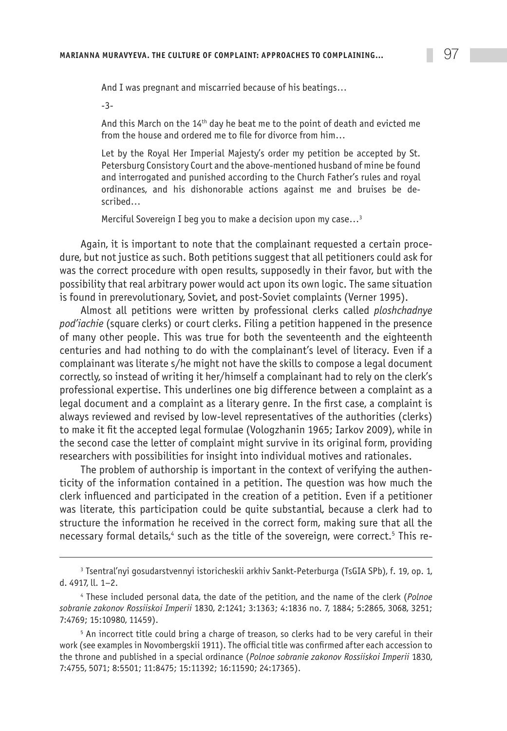And I was pregnant and miscarried because of his beatings…

-3-

And this March on the 14th day he beat me to the point of death and evicted me from the house and ordered me to file for divorce from him…

Let by the Royal Her Imperial Majesty's order my petition be accepted by St. Petersburg Consistory Court and the above-mentioned husband of mine be found and interrogated and punished according to the Church Father's rules and royal ordinances, and his dishonorable actions against me and bruises be described…

Merciful Sovereign I beg you to make a decision upon my case…[3]

Again, it is important to note that the complainant requested a certain procedure, but not justice as such. Both petitions suggest that all petitioners could ask for was the correct procedure with open results, supposedly in their favor, but with the possibility that real arbitrary power would act upon its own logic. The same situation is found in prerevolutionary, Soviet, and post-Soviet complaints (Verner 1995).

Almost all petitions were written by professional clerks called *ploshchadnye pod'iachie* (square clerks) or court clerks. Filing a petition happened in the presence of many other people. This was true for both the seventeenth and the eighteenth centuries and had nothing to do with the complainant's level of literacy. Even if a complainant was literate s/he might not have the skills to compose a legal document correctly, so instead of writing it her/himself a complainant had to rely on the clerk's professional expertise. This underlines one big difference between a complaint as a legal document and a complaint as a literary genre. In the first case, a complaint is always reviewed and revised by low-level representatives of the authorities (clerks) to make it fit the accepted legal formulae (Vologzhanin 1965; Iarkov 2009), while in the second case the letter of complaint might survive in its original form, providing researchers with possibilities for insight into individual motives and rationales.

The problem of authorship is important in the context of verifying the authenticity of the information contained in a petition. The question was how much the clerk influenced and participated in the creation of a petition. Even if a petitioner was literate, this participation could be quite substantial, because a clerk had to structure the information he received in the correct form, making sure that all the necessary formal details,[4] such as the title of the sovereign, were correct.[5] This re-

[3] Tsentral'nyi gosudarstvennyi istoricheskii arkhiv Sankt-Peterburga (TsGIA SPb), f. 19, op. 1, d. 4917, ll. 1–2.

[4] These included personal data, the date of the petition, and the name of the clerk (*Polnoe sobranie zakonov Rossiiskoi Imperii* 1830, 2:1241; 3:1363; 4:1836 no. 7, 1884; 5:2865, 3068, 3251; 7:4769; 15:10980, 11459).

[5] An incorrect title could bring a charge of treason, so clerks had to be very careful in their work (see examples in Novombergskii 1911). The official title was confirmed after each accession to the throne and published in a special ordinance (*Polnoe sobranie zakonov Rossiiskoi Imperii* 1830, 7:4755, 5071; 8:5501; 11:8475; 15:11392; 16:11590; 24:17365).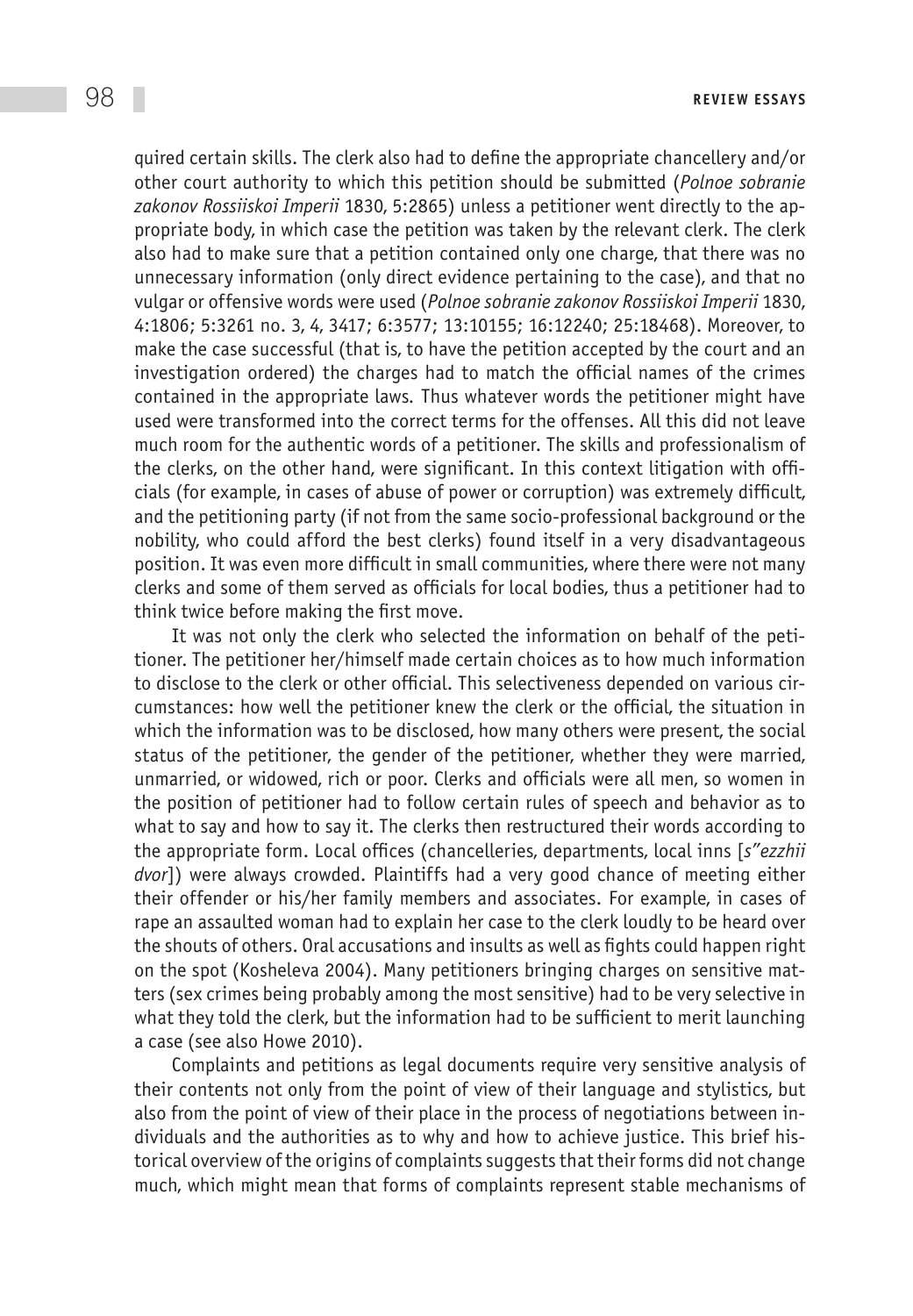quired certain skills. The clerk also had to define the appropriate chancellery and/or other court authority to which this petition should be submitted (*Polnoe sobranie zakonov Rossiiskoi Imperii* 1830, 5:2865) unless a petitioner went directly to the appropriate body, in which case the petition was taken by the relevant clerk. The clerk also had to make sure that a petition contained only one charge, that there was no unnecessary information (only direct evidence pertaining to the case), and that no vulgar or offensive words were used (*Polnoe sobranie zakonov Rossiiskoi Imperii* 1830, 4:1806; 5:3261 no. 3, 4, 3417; 6:3577; 13:10155; 16:12240; 25:18468). Moreover, to make the case successful (that is, to have the petition accepted by the court and an investigation ordered) the charges had to match the official names of the crimes contained in the appropriate laws. Thus whatever words the petitioner might have used were transformed into the correct terms for the offenses. All this did not leave much room for the authentic words of a petitioner. The skills and professionalism of the clerks, on the other hand, were significant. In this context litigation with officials (for example, in cases of abuse of power or corruption) was extremely difficult, and the petitioning party (if not from the same socio-professional background or the nobility, who could afford the best clerks) found itself in a very disadvantageous position. It was even more difficult in small communities, where there were not many clerks and some of them served as officials for local bodies, thus a petitioner had to think twice before making the first move.

It was not only the clerk who selected the information on behalf of the petitioner. The petitioner her/himself made certain choices as to how much information to disclose to the clerk or other official. This selectiveness depended on various circumstances: how well the petitioner knew the clerk or the official, the situation in which the information was to be disclosed, how many others were present, the social status of the petitioner, the gender of the petitioner, whether they were married, unmarried, or widowed, rich or poor. Clerks and officials were all men, so women in the position of petitioner had to follow certain rules of speech and behavior as to what to say and how to say it. The clerks then restructured their words according to the appropriate form. Local offices (chancelleries, departments, local inns [*s"ezzhii dvor*]) were always crowded. Plaintiffs had a very good chance of meeting either their offender or his/her family members and associates. For example, in cases of rape an assaulted woman had to explain her case to the clerk loudly to be heard over the shouts of others. Oral accusations and insults as well as fights could happen right on the spot (Kosheleva 2004). Many petitioners bringing charges on sensitive matters (sex crimes being probably among the most sensitive) had to be very selective in what they told the clerk, but the information had to be sufficient to merit launching a case (see also Howe 2010).

Complaints and petitions as legal documents require very sensitive analysis of their contents not only from the point of view of their language and stylistics, but also from the point of view of their place in the process of negotiations between individuals and the authorities as to why and how to achieve justice. This brief historical overview of the origins of complaints suggests that their forms did not change much, which might mean that forms of complaints represent stable mechanisms of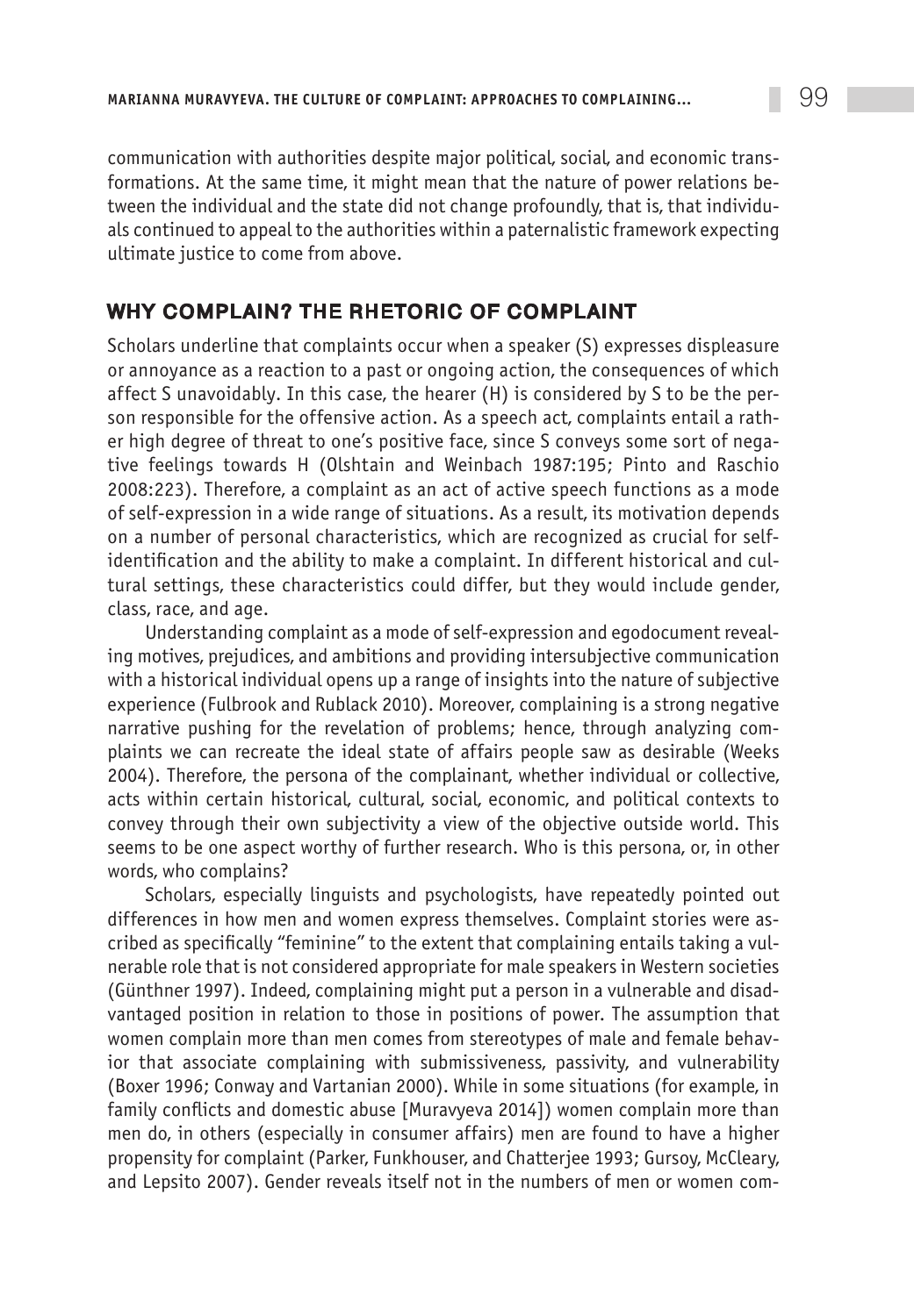communication with authorities despite major political, social, and economic transformations. At the same time, it might mean that the nature of power relations between the individual and the state did not change profoundly, that is, that individuals continued to appeal to the authorities within a paternalistic framework expecting ultimate justice to come from above.

## WHY COMPLAIN? THE RHETORIC OF COMPLAINT

Scholars underline that complaints occur when a speaker (S) expresses displeasure or annoyance as a reaction to a past or ongoing action, the consequences of which affect S unavoidably. In this case, the hearer (H) is considered by S to be the person responsible for the offensive action. As a speech act, complaints entail a rather high degree of threat to one's positive face, since S conveys some sort of negative feelings towards H (Olshtain and Weinbach 1987:195; Pinto and Raschio 2008:223). Therefore, a complaint as an act of active speech functions as a mode of self-expression in a wide range of situations. As a result, its motivation depends on a number of personal characteristics, which are recognized as crucial for self-identification and the ability to make a complaint. In different historical and cultural settings, these characteristics could differ, but they would include gender, class, race, and age.

Understanding complaint as a mode of self-expression and egodocument revealing motives, prejudices, and ambitions and providing intersubjective communication with a historical individual opens up a range of insights into the nature of subjective experience (Fulbrook and Rublack 2010). Moreover, complaining is a strong negative narrative pushing for the revelation of problems; hence, through analyzing complaints we can recreate the ideal state of affairs people saw as desirable (Weeks 2004). Therefore, the persona of the complainant, whether individual or collective, acts within certain historical, cultural, social, economic, and political contexts to convey through their own subjectivity a view of the objective outside world. This seems to be one aspect worthy of further research. Who is this persona, or, in other words, who complains?

Scholars, especially linguists and psychologists, have repeatedly pointed out differences in how men and women express themselves. Complaint stories were ascribed as specifically "feminine" to the extent that complaining entails taking a vulnerable role that is not considered appropriate for male speakers in Western societies (Günthner 1997). Indeed, complaining might put a person in a vulnerable and disadvantaged position in relation to those in positions of power. The assumption that women complain more than men comes from stereotypes of male and female behavior that associate complaining with submissiveness, passivity, and vulnerability (Boxer 1996; Conway and Vartanian 2000). While in some situations (for example, in family conflicts and domestic abuse [Muravyeva 2014]) women complain more than men do, in others (especially in consumer affairs) men are found to have a higher propensity for complaint (Parker, Funkhouser, and Chatterjee 1993; Gursoy, McCleary, and Lepsito 2007). Gender reveals itself not in the numbers of men or women com-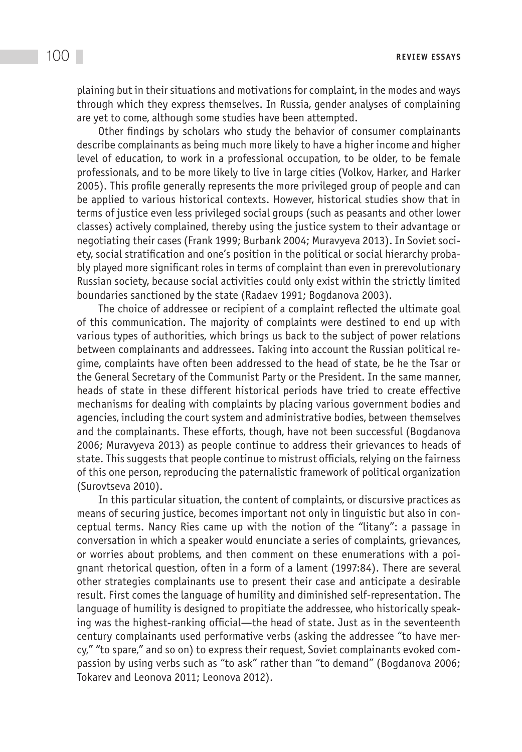plaining but in their situations and motivations for complaint, in the modes and ways through which they express themselves. In Russia, gender analyses of complaining are yet to come, although some studies have been attempted.

Other findings by scholars who study the behavior of consumer complainants describe complainants as being much more likely to have a higher income and higher level of education, to work in a professional occupation, to be older, to be female professionals, and to be more likely to live in large cities (Volkov, Harker, and Harker 2005). This profile generally represents the more privileged group of people and can be applied to various historical contexts. However, historical studies show that in terms of justice even less privileged social groups (such as peasants and other lower classes) actively complained, thereby using the justice system to their advantage or negotiating their cases (Frank 1999; Burbank 2004; Muravyeva 2013). In Soviet society, social stratification and one's position in the political or social hierarchy probably played more significant roles in terms of complaint than even in prerevolutionary Russian society, because social activities could only exist within the strictly limited boundaries sanctioned by the state (Radaev 1991; Bogdanova 2003).

The choice of addressee or recipient of a complaint reflected the ultimate goal of this communication. The majority of complaints were destined to end up with various types of authorities, which brings us back to the subject of power relations between complainants and addressees. Taking into account the Russian political regime, complaints have often been addressed to the head of state, be he the Tsar or the General Secretary of the Communist Party or the President. In the same manner, heads of state in these different historical periods have tried to create effective mechanisms for dealing with complaints by placing various government bodies and agencies, including the court system and administrative bodies, between themselves and the complainants. These efforts, though, have not been successful (Bogdanova 2006; Muravyeva 2013) as people continue to address their grievances to heads of state. This suggests that people continue to mistrust officials, relying on the fairness of this one person, reproducing the paternalistic framework of political organization (Surovtseva 2010).

In this particular situation, the content of complaints, or discursive practices as means of securing justice, becomes important not only in linguistic but also in conceptual terms. Nancy Ries came up with the notion of the "litany": a passage in conversation in which a speaker would enunciate a series of complaints, grievances, or worries about problems, and then comment on these enumerations with a poignant rhetorical question, often in a form of a lament (1997:84). There are several other strategies complainants use to present their case and anticipate a desirable result. First comes the language of humility and diminished self-representation. The language of humility is designed to propitiate the addressee, who historically speaking was the highest-ranking official—the head of state. Just as in the seventeenth century complainants used performative verbs (asking the addressee "to have mercy," "to spare," and so on) to express their request, Soviet complainants evoked compassion by using verbs such as "to ask" rather than "to demand" (Bogdanova 2006; Tokarev and Leonova 2011; Leonova 2012).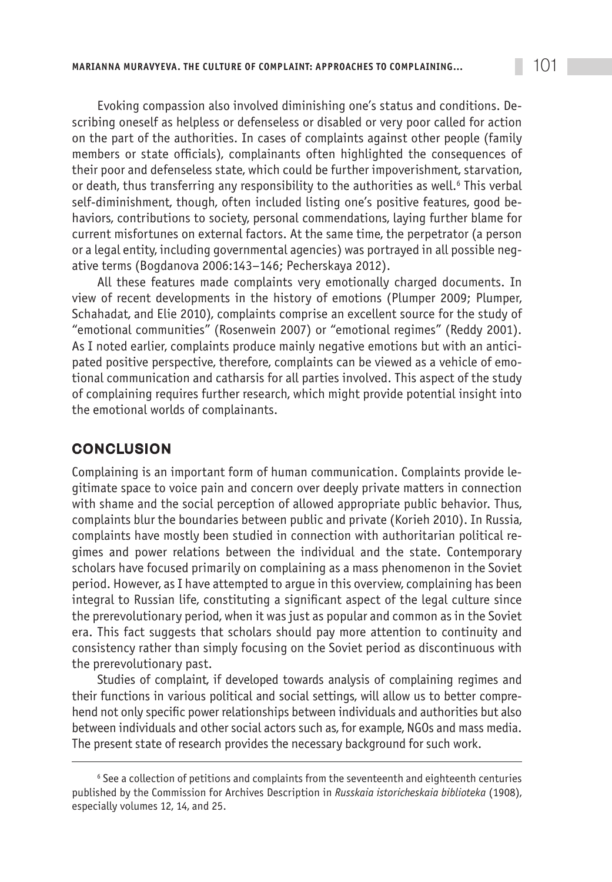Evoking compassion also involved diminishing one's status and conditions. Describing oneself as helpless or defenseless or disabled or very poor called for action on the part of the authorities. In cases of complaints against other people (family members or state officials), complainants often highlighted the consequences of their poor and defenseless state, which could be further impoverishment, starvation, or death, thus transferring any responsibility to the authorities as well.[6] This verbal self-diminishment, though, often included listing one's positive features, good behaviors, contributions to society, personal commendations, laying further blame for current misfortunes on external factors. At the same time, the perpetrator (a person or a legal entity, including governmental agencies) was portrayed in all possible negative terms (Bogdanova 2006:143–146; Pecherskaya 2012).

All these features made complaints very emotionally charged documents. In view of recent developments in the history of emotions (Plumper 2009; Plumper, Schahadat, and Elie 2010), complaints comprise an excellent source for the study of "emotional communities" (Rosenwein 2007) or "emotional regimes" (Reddy 2001). As I noted earlier, complaints produce mainly negative emotions but with an anticipated positive perspective, therefore, complaints can be viewed as a vehicle of emotional communication and catharsis for all parties involved. This aspect of the study of complaining requires further research, which might provide potential insight into the emotional worlds of complainants.

## CONCLUSION

Complaining is an important form of human communication. Complaints provide legitimate space to voice pain and concern over deeply private matters in connection with shame and the social perception of allowed appropriate public behavior. Thus, complaints blur the boundaries between public and private (Korieh 2010). In Russia, complaints have mostly been studied in connection with authoritarian political regimes and power relations between the individual and the state. Contemporary scholars have focused primarily on complaining as a mass phenomenon in the Soviet period. However, as I have attempted to argue in this overview, complaining has been integral to Russian life, constituting a significant aspect of the legal culture since the prerevolutionary period, when it was just as popular and common as in the Soviet era. This fact suggests that scholars should pay more attention to continuity and consistency rather than simply focusing on the Soviet period as discontinuous with the prerevolutionary past.

Studies of complaint, if developed towards analysis of complaining regimes and their functions in various political and social settings, will allow us to better comprehend not only specific power relationships between individuals and authorities but also between individuals and other social actors such as, for example, NGOs and mass media. The present state of research provides the necessary background for such work.

---

[6] See a collection of petitions and complaints from the seventeenth and eighteenth centuries published by the Commission for Archives Description in *Russkaia istoricheskaia biblioteka* (1908), especially volumes 12, 14, and 25.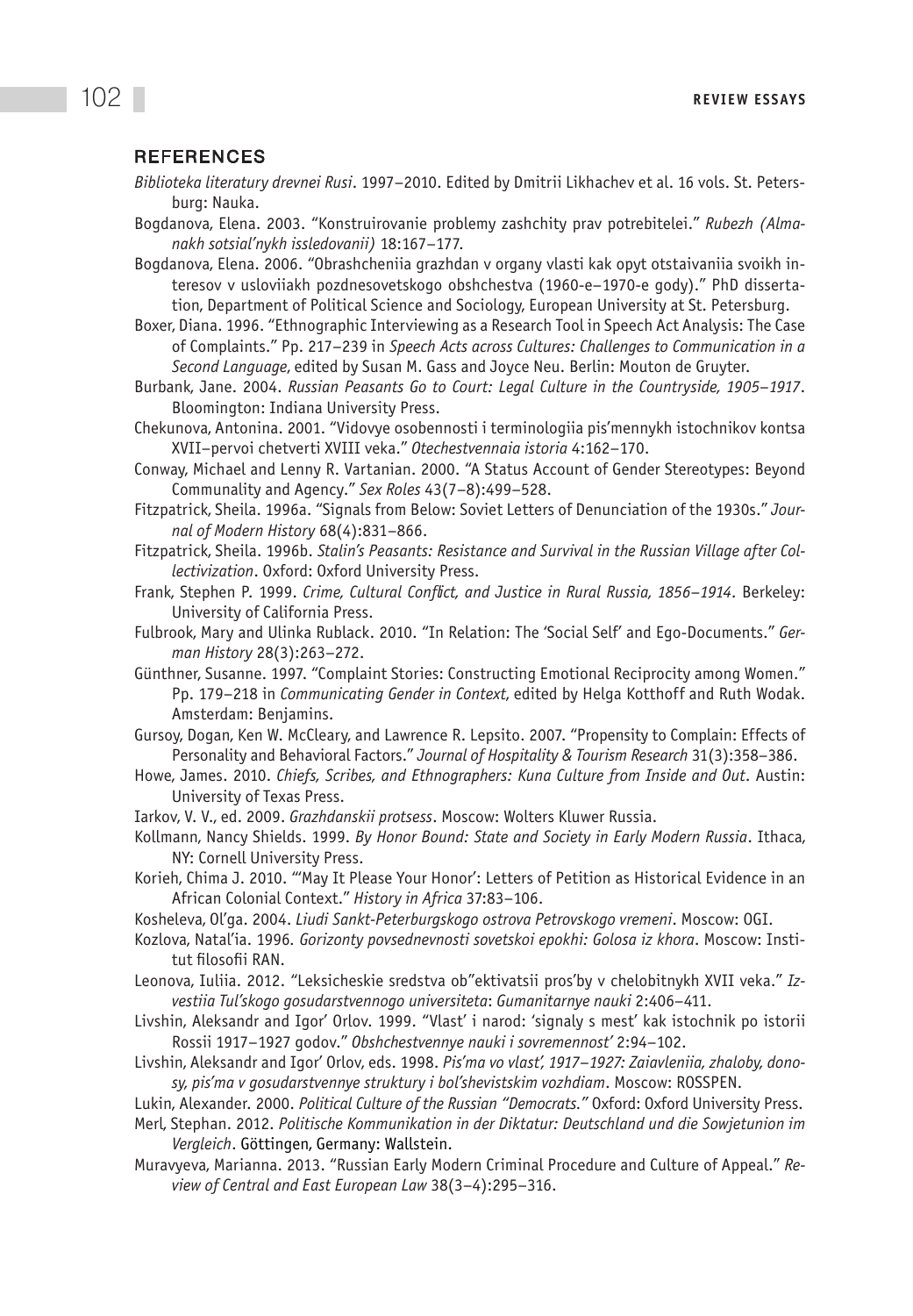## REFERENCES

*Biblioteka literatury drevnei Rusi*. 1997–2010. Edited by Dmitrii Likhachev et al. 16 vols. St. Petersburg: Nauka.

Bogdanova, Elena. 2003. "Konstruirovanie problemy zashchity prav potrebitelei." *Rubezh (Almanakh sotsial'nykh issledovanii)* 18:167–177.

Bogdanova, Elena. 2006. "Obrashcheniia grazhdan v organy vlasti kak opyt otstaivaniia svoikh interesov v usloviiakh pozdnesovetskogo obshchestva (1960-e–1970-e gody)." PhD dissertation, Department of Political Science and Sociology, European University at St. Petersburg.

Boxer, Diana. 1996. "Ethnographic Interviewing as a Research Tool in Speech Act Analysis: The Case of Complaints." Pp. 217–239 in *Speech Acts across Cultures: Challenges to Communication in a Second Language*, edited by Susan M. Gass and Joyce Neu. Berlin: Mouton de Gruyter.

Burbank, Jane. 2004. *Russian Peasants Go to Court: Legal Culture in the Countryside, 1905–1917*. Bloomington: Indiana University Press.

Chekunova, Antonina. 2001. "Vidovye osobennosti i terminologiia pis'mennykh istochnikov kontsa XVII–pervoi chetverti XVIII veka." *Otechestvennaia istoria* 4:162–170.

Conway, Michael and Lenny R. Vartanian. 2000. "A Status Account of Gender Stereotypes: Beyond Communality and Agency." *Sex Roles* 43(7–8):499–528.

Fitzpatrick, Sheila. 1996a. "Signals from Below: Soviet Letters of Denunciation of the 1930s." *Journal of Modern History* 68(4):831–866.

Fitzpatrick, Sheila. 1996b. *Stalin's Peasants: Resistance and Survival in the Russian Village after Collectivization*. Oxford: Oxford University Press.

Frank, Stephen P. 1999. *Crime, Cultural Conflict, and Justice in Rural Russia, 1856–1914*. Berkeley: University of California Press.

Fulbrook, Mary and Ulinka Rublack. 2010. "In Relation: The 'Social Self' and Ego-Documents." *German History* 28(3):263–272.

Günthner, Susanne. 1997. "Complaint Stories: Constructing Emotional Reciprocity among Women." Pp. 179–218 in *Communicating Gender in Context*, edited by Helga Kotthoff and Ruth Wodak. Amsterdam: Benjamins.

Gursoy, Dogan, Ken W. McCleary, and Lawrence R. Lepsito. 2007. "Propensity to Complain: Effects of Personality and Behavioral Factors." *Journal of Hospitality & Tourism Research* 31(3):358–386.

Howe, James. 2010. *Chiefs, Scribes, and Ethnographers: Kuna Culture from Inside and Out*. Austin: University of Texas Press.

Iarkov, V. V., ed. 2009. *Grazhdanskii protsess*. Moscow: Wolters Kluwer Russia.

Kollmann, Nancy Shields. 1999. *By Honor Bound: State and Society in Early Modern Russia*. Ithaca, NY: Cornell University Press.

Korieh, Chima J. 2010. "'May It Please Your Honor': Letters of Petition as Historical Evidence in an African Colonial Context." *History in Africa* 37:83–106.

Kosheleva, Ol'ga. 2004. *Liudi Sankt-Peterburgskogo ostrova Petrovskogo vremeni*. Moscow: OGI.

Kozlova, Natal'ia. 1996. *Gorizonty povsednevnosti sovetskoi epokhi: Golosa iz khora*. Moscow: Institut filosofii RAN.

Leonova, Iuliia. 2012. "Leksicheskie sredstva ob"ektivatsii pros'by v chelobitnykh XVII veka." *Izvestiia Tul'skogo gosudarstvennogo universiteta*: *Gumanitarnye nauki* 2:406–411.

Livshin, Aleksandr and Igor' Orlov. 1999. "Vlast' i narod: 'signaly s mest' kak istochnik po istorii Rossii 1917–1927 godov." *Obshchestvennye nauki i sovremennost'* 2:94–102.

Livshin, Aleksandr and Igor' Orlov, eds. 1998. *Pis'ma vo vlast', 1917–1927: Zaiavleniia, zhaloby, donosy, pis'ma v gosudarstvennye struktury i bol'shevistskim vozhdiam*. Moscow: ROSSPEN.

Lukin, Alexander. 2000. *Political Culture of the Russian "Democrats."* Oxford: Oxford University Press.

Merl, Stephan. 2012. *Politische Kommunikation in der Diktatur: Deutschland und die Sowjetunion im Vergleich*. Göttingen, Germany: Wallstein.

Muravyeva, Marianna. 2013. "Russian Early Modern Criminal Procedure and Culture of Appeal." *Review of Central and East European Law* 38(3–4):295–316.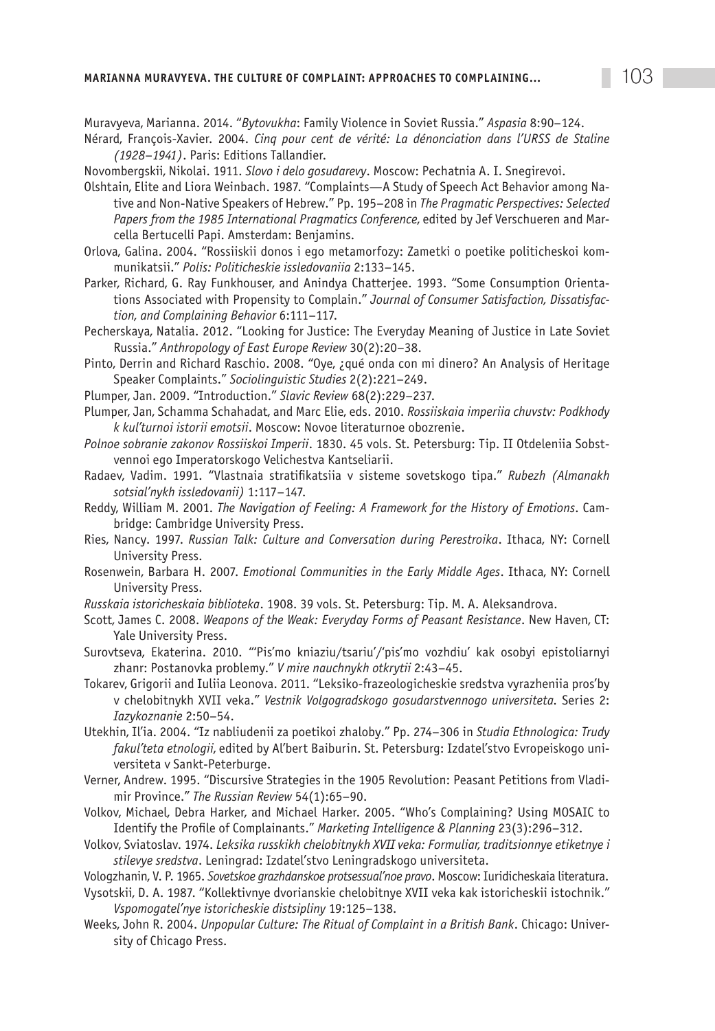Muravyeva, Marianna. 2014. “*Bytovukha*: Family Violence in Soviet Russia.” *Aspasia* 8:90–124.

Nérard, François-Xavier. 2004. *Cinq pour cent de vérité: La dénonciation dans l'URSS de Staline (1928–1941)*. Paris: Editions Tallandier.

Novombergskii, Nikolai. 1911. *Slovo i delo gosudarevy*. Moscow: Pechatnia A. I. Snegirevoi.

Olshtain, Elite and Liora Weinbach. 1987. “Complaints—A Study of Speech Act Behavior among Native and Non-Native Speakers of Hebrew.” Pp. 195–208 in *The Pragmatic Perspectives: Selected Papers from the 1985 International Pragmatics Conference*, edited by Jef Verschueren and Marcella Bertucelli Papi. Amsterdam: Benjamins.

Orlova, Galina. 2004. “Rossiiskii donos i ego metamorfozy: Zametki o poetike politicheskoi kommunikatsii.” *Polis: Politicheskie issledovaniia* 2:133–145.

Parker, Richard, G. Ray Funkhouser, and Anindya Chatterjee. 1993. “Some Consumption Orientations Associated with Propensity to Complain.” *Journal of Consumer Satisfaction, Dissatisfaction, and Complaining Behavior* 6:111–117.

Pecherskaya, Natalia. 2012. “Looking for Justice: The Everyday Meaning of Justice in Late Soviet Russia.” *Anthropology of East Europe Review* 30(2):20–38.

Pinto, Derrin and Richard Raschio. 2008. “Oye, ¿qué onda con mi dinero? An Analysis of Heritage Speaker Complaints.” *Sociolinguistic Studies* 2(2):221–249.

Plumper, Jan. 2009. “Introduction.” *Slavic Review* 68(2):229–237.

Plumper, Jan, Schamma Schahadat, and Marc Elie, eds. 2010. *Rossiiskaia imperiia chuvstv: Podkhody k kul'turnoi istorii emotsii*. Moscow: Novoe literaturnoe obozrenie.

*Polnoe sobranie zakonov Rossiiskoi Imperii*. 1830. 45 vols. St. Petersburg: Tip. II Otdeleniia Sobstvennoi ego Imperatorskogo Velichestva Kantseliarii.

Radaev, Vadim. 1991. “Vlastnaia stratifikatsiia v sisteme sovetskogo tipa.” *Rubezh (Almanakh sotsial'nykh issledovanii)* 1:117–147.

Reddy, William M. 2001. *The Navigation of Feeling: A Framework for the History of Emotions*. Cambridge: Cambridge University Press.

Ries, Nancy. 1997. *Russian Talk: Culture and Conversation during Perestroika*. Ithaca, NY: Cornell University Press.

Rosenwein, Barbara H. 2007. *Emotional Communities in the Early Middle Ages*. Ithaca, NY: Cornell University Press.

*Russkaia istoricheskaia biblioteka*. 1908. 39 vols. St. Petersburg: Tip. M. A. Aleksandrova.

Scott, James C. 2008. *Weapons of the Weak: Everyday Forms of Peasant Resistance*. New Haven, CT: Yale University Press.

Surovtseva, Ekaterina. 2010. “'Pis'mo kniaziu/tsariu'/'pis'mo vozhdiu' kak osobyi epistoliarnyi zhanr: Postanovka problemy.” *V mire nauchnykh otkrytii* 2:43–45.

Tokarev, Grigorii and Iuliia Leonova. 2011. “Leksiko-frazeologicheskie sredstva vyrazheniia pros'by v chelobitnykh XVII veka.” *Vestnik Volgogradskogo gosudarstvennogo universiteta*. Series 2: *Iazykoznanie* 2:50–54.

Utekhin, Il'ia. 2004. “Iz nabliudenii za poetikoi zhaloby.” Pp. 274–306 in *Studia Ethnologica: Trudy fakul'teta etnologii*, edited by Al'bert Baiburin. St. Petersburg: Izdatel'stvo Evropeiskogo universiteta v Sankt-Peterburge.

Verner, Andrew. 1995. “Discursive Strategies in the 1905 Revolution: Peasant Petitions from Vladimir Province.” *The Russian Review* 54(1):65–90.

Volkov, Michael, Debra Harker, and Michael Harker. 2005. “Who's Complaining? Using MOSAIC to Identify the Profile of Complainants.” *Marketing Intelligence & Planning* 23(3):296–312.

Volkov, Sviatoslav. 1974. *Leksika russkikh chelobitnykh XVII veka: Formuliar, traditsionnye etiketnye i stilevye sredstva*. Leningrad: Izdatel'stvo Leningradskogo universiteta.

Vologzhanin, V. P. 1965. *Sovetskoe grazhdanskoe protsessual'noe pravo*. Moscow: Iuridicheskaia literatura.

Vysotskii, D. A. 1987. “Kollektivnye dvorianskie chelobitnye XVII veka kak istoricheskii istochnik.” *Vspomogatel'nye istoricheskie distsipliny* 19:125–138.

Weeks, John R. 2004. *Unpopular Culture: The Ritual of Complaint in a British Bank*. Chicago: University of Chicago Press.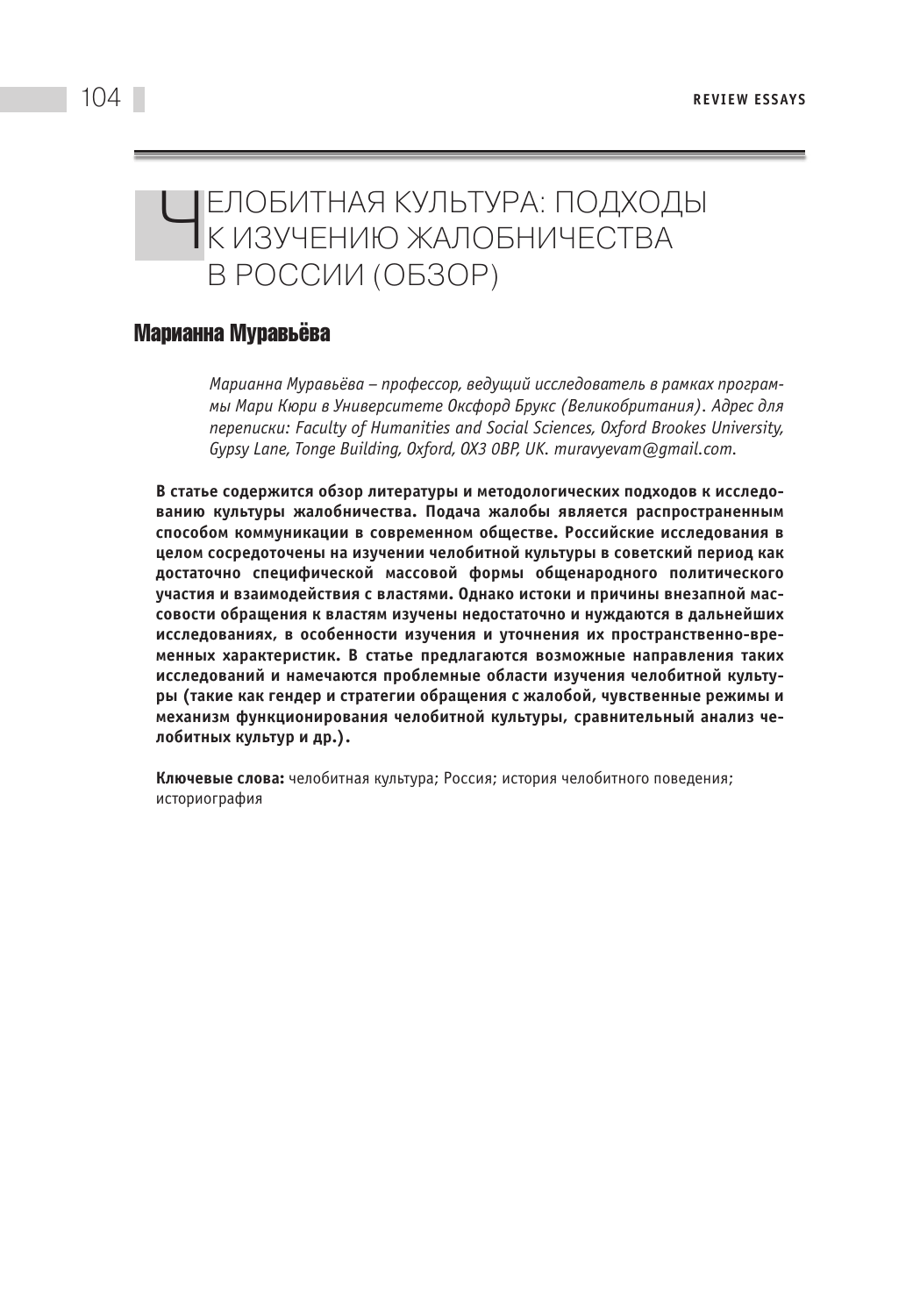# ЧЕЛОБИТНАЯ КУЛЬТУРА: ПОДХОДЫ К ИЗУЧЕНИЮ ЖАЛОБНИЧЕСТВА В РОССИИ (ОБЗОР)

## Марианна Муравьёва

*Марианна Муравьёва – профессор, ведущий исследователь в рамках программы Мари Кюри в Университете Оксфорд Брукс (Великобритания). Адрес для переписки: Faculty of Humanities and Social Sciences, Oxford Brookes University, Gypsy Lane, Tonge Building, Oxford, OX3 0BP, UK. muravyevam@gmail.com.*

**В статье содержится обзор литературы и методологических подходов к исследованию культуры жалобничества. Подача жалобы является распространенным способом коммуникации в современном обществе. Российские исследования в целом сосредоточены на изучении челобитной культуры в советский период как достаточно специфической массовой формы общенародного политического участия и взаимодействия с властями. Однако истоки и причины внезапной массовости обращения к властям изучены недостаточно и нуждаются в дальнейших исследованиях, в особенности изучения и уточнения их пространственно-временных характеристик. В статье предлагаются возможные направления таких исследований и намечаются проблемные области изучения челобитной культуры (такие как гендер и стратегии обращения с жалобой, чувственные режимы и механизм функционирования челобитной культуры, сравнительный анализ челобитных культур и др.).**

**Ключевые слова:** челобитная культура; Россия; история челобитного поведения; историография